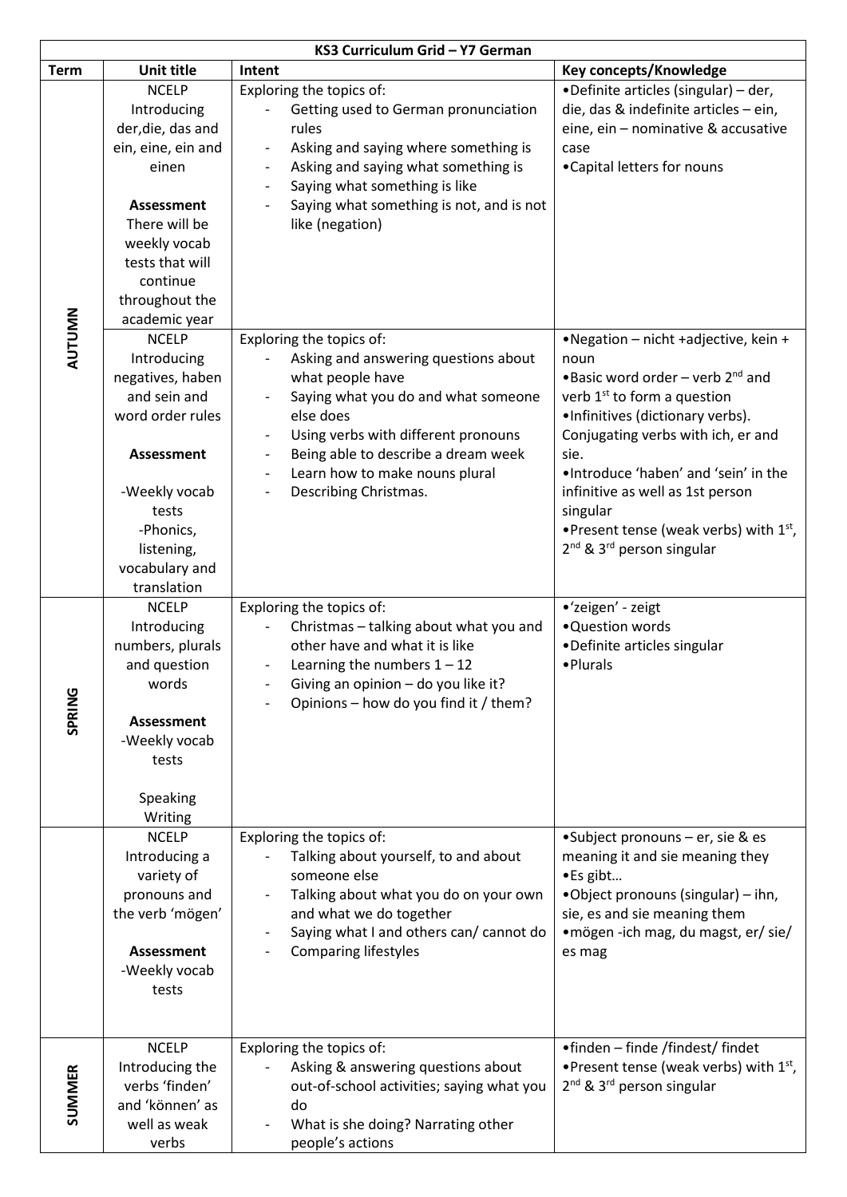| KS3 Curriculum Grid – Y7 German | | | |
|---|---|---|---|
| **Term** | **Unit title** | **Intent** | **Key concepts/Knowledge** |
| **AUTUMN** | NCELP Introducing der,die, das and ein, eine, ein and einen<br><br>**Assessment**<br>There will be weekly vocab tests that will continue throughout the academic year | Exploring the topics of:<br>- Getting used to German pronunciation rules<br>- Asking and saying where something is<br>- Asking and saying what something is<br>- Saying what something is like<br>- Saying what something is not, and is not like (negation) | •Definite articles (singular) – der, die, das & indefinite articles – ein, eine, ein – nominative & accusative case<br>•Capital letters for nouns |
| | NCELP Introducing negatives, haben and sein and word order rules<br><br>**Assessment**<br><br>-Weekly vocab tests<br>-Phonics, listening, vocabulary and translation | Exploring the topics of:<br>- Asking and answering questions about what people have<br>- Saying what you do and what someone else does<br>- Using verbs with different pronouns<br>- Being able to describe a dream week<br>- Learn how to make nouns plural<br>- Describing Christmas. | •Negation – nicht +adjective, kein + noun<br>•Basic word order – verb 2nd and verb 1st to form a question<br>•Infinitives (dictionary verbs). Conjugating verbs with ich, er and sie.<br>•Introduce 'haben' and 'sein' in the infinitive as well as 1st person singular<br>•Present tense (weak verbs) with 1st, 2nd & 3rd person singular |
| **SPRING** | NCELP Introducing numbers, plurals and question words<br><br>**Assessment**<br>-Weekly vocab tests<br><br>Speaking Writing | Exploring the topics of:<br>- Christmas – talking about what you and other have and what it is like<br>- Learning the numbers 1 – 12<br>- Giving an opinion – do you like it?<br>- Opinions – how do you find it / them? | •'zeigen' - zeigt<br>•Question words<br>•Definite articles singular<br>•Plurals |
| | NCELP Introducing a variety of pronouns and the verb 'mögen'<br><br>**Assessment**<br>-Weekly vocab tests | Exploring the topics of:<br>- Talking about yourself, to and about someone else<br>- Talking about what you do on your own and what we do together<br>- Saying what I and others can/ cannot do<br>- Comparing lifestyles | •Subject pronouns – er, sie & es meaning it and sie meaning they<br>•Es gibt…<br>•Object pronouns (singular) – ihn, sie, es and sie meaning them<br>•mögen -ich mag, du magst, er/ sie/ es mag |
| **SUMMER** | NCELP Introducing the verbs 'finden' and 'können' as well as weak verbs | Exploring the topics of:<br>- Asking & answering questions about out-of-school activities; saying what you do<br>- What is she doing? Narrating other people's actions | •finden – finde /findest/ findet<br>•Present tense (weak verbs) with 1st, 2nd & 3rd person singular |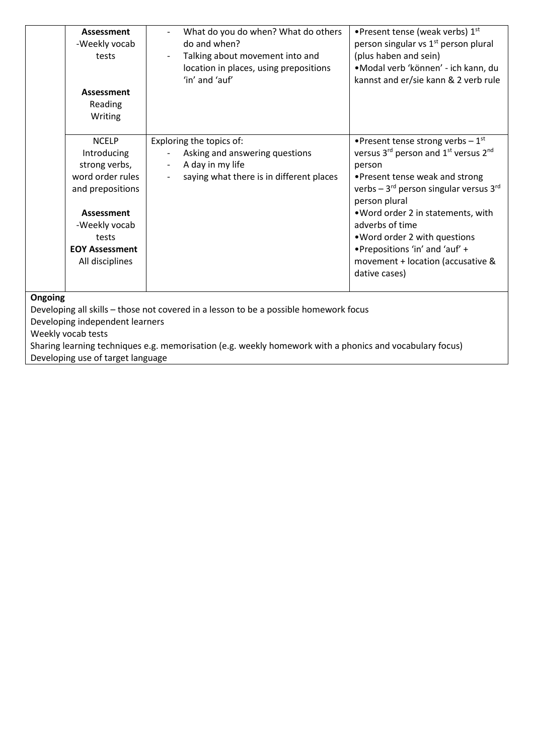| | | | |
|---|---|---|---|
| | **Assessment**<br>-Weekly vocab tests<br><br>**Assessment**<br>Reading<br>Writing | - What do you do when? What do others do and when?<br>- Talking about movement into and location in places, using prepositions 'in' and 'auf' | •Present tense (weak verbs) 1st person singular vs 1st person plural (plus haben and sein)<br>•Modal verb 'können' - ich kann, du kannst and er/sie kann & 2 verb rule |
| | NCELP<br>Introducing strong verbs, word order rules and prepositions<br><br>**Assessment**<br>-Weekly vocab tests<br>**EOY Assessment**<br>All disciplines | Exploring the topics of:<br>- Asking and answering questions<br>- A day in my life<br>- saying what there is in different places | •Present tense strong verbs – 1st versus 3rd person and 1st versus 2nd person<br>•Present tense weak and strong verbs – 3rd person singular versus 3rd person plural<br>•Word order 2 in statements, with adverbs of time<br>•Word order 2 with questions<br>•Prepositions 'in' and 'auf' + movement + location (accusative & dative cases) |

**Ongoing**

Developing all skills – those not covered in a lesson to be a possible homework focus
Developing independent learners
Weekly vocab tests
Sharing learning techniques e.g. memorisation (e.g. weekly homework with a phonics and vocabulary focus)
Developing use of target language